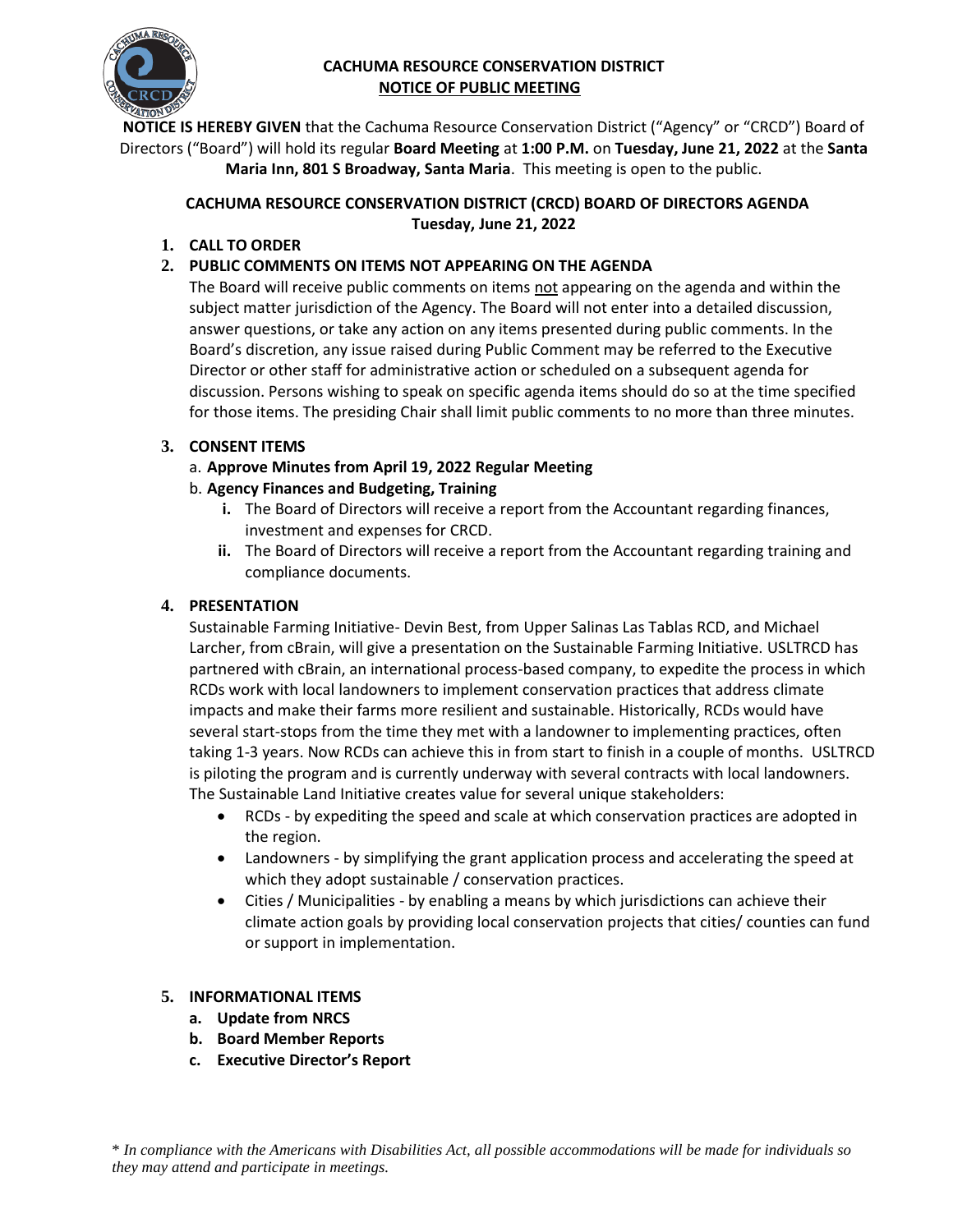**CACHUMA RESOURCE CONSERVATION DISTRICT**
**NOTICE OF PUBLIC MEETING**

**NOTICE IS HEREBY GIVEN** that the Cachuma Resource Conservation District ("Agency" or "CRCD") Board of Directors ("Board") will hold its regular **Board Meeting** at **1:00 P.M.** on **Tuesday, June 21, 2022** at the **Santa Maria Inn, 801 S Broadway, Santa Maria**. This meeting is open to the public.

## CACHUMA RESOURCE CONSERVATION DISTRICT (CRCD) BOARD OF DIRECTORS AGENDA
## Tuesday, June 21, 2022

1. **CALL TO ORDER**
2. **PUBLIC COMMENTS ON ITEMS NOT APPEARING ON THE AGENDA**
   The Board will receive public comments on items not appearing on the agenda and within the subject matter jurisdiction of the Agency. The Board will not enter into a detailed discussion, answer questions, or take any action on any items presented during public comments. In the Board's discretion, any issue raised during Public Comment may be referred to the Executive Director or other staff for administrative action or scheduled on a subsequent agenda for discussion. Persons wishing to speak on specific agenda items should do so at the time specified for those items. The presiding Chair shall limit public comments to no more than three minutes.

3. **CONSENT ITEMS**
   a. **Approve Minutes from April 19, 2022 Regular Meeting**
   b. **Agency Finances and Budgeting, Training**
      - **i.** The Board of Directors will receive a report from the Accountant regarding finances, investment and expenses for CRCD.
      - **ii.** The Board of Directors will receive a report from the Accountant regarding training and compliance documents.

4. **PRESENTATION**
   Sustainable Farming Initiative- Devin Best, from Upper Salinas Las Tablas RCD, and Michael Larcher, from cBrain, will give a presentation on the Sustainable Farming Initiative. USLTRCD has partnered with cBrain, an international process-based company, to expedite the process in which RCDs work with local landowners to implement conservation practices that address climate impacts and make their farms more resilient and sustainable. Historically, RCDs would have several start-stops from the time they met with a landowner to implementing practices, often taking 1-3 years. Now RCDs can achieve this in from start to finish in a couple of months. USLTRCD is piloting the program and is currently underway with several contracts with local landowners. The Sustainable Land Initiative creates value for several unique stakeholders:
   - RCDs - by expediting the speed and scale at which conservation practices are adopted in the region.
   - Landowners - by simplifying the grant application process and accelerating the speed at which they adopt sustainable / conservation practices.
   - Cities / Municipalities - by enabling a means by which jurisdictions can achieve their climate action goals by providing local conservation projects that cities/ counties can fund or support in implementation.

5. **INFORMATIONAL ITEMS**
   a. **Update from NRCS**
   b. **Board Member Reports**
   c. **Executive Director's Report**

\* *In compliance with the Americans with Disabilities Act, all possible accommodations will be made for individuals so they may attend and participate in meetings.*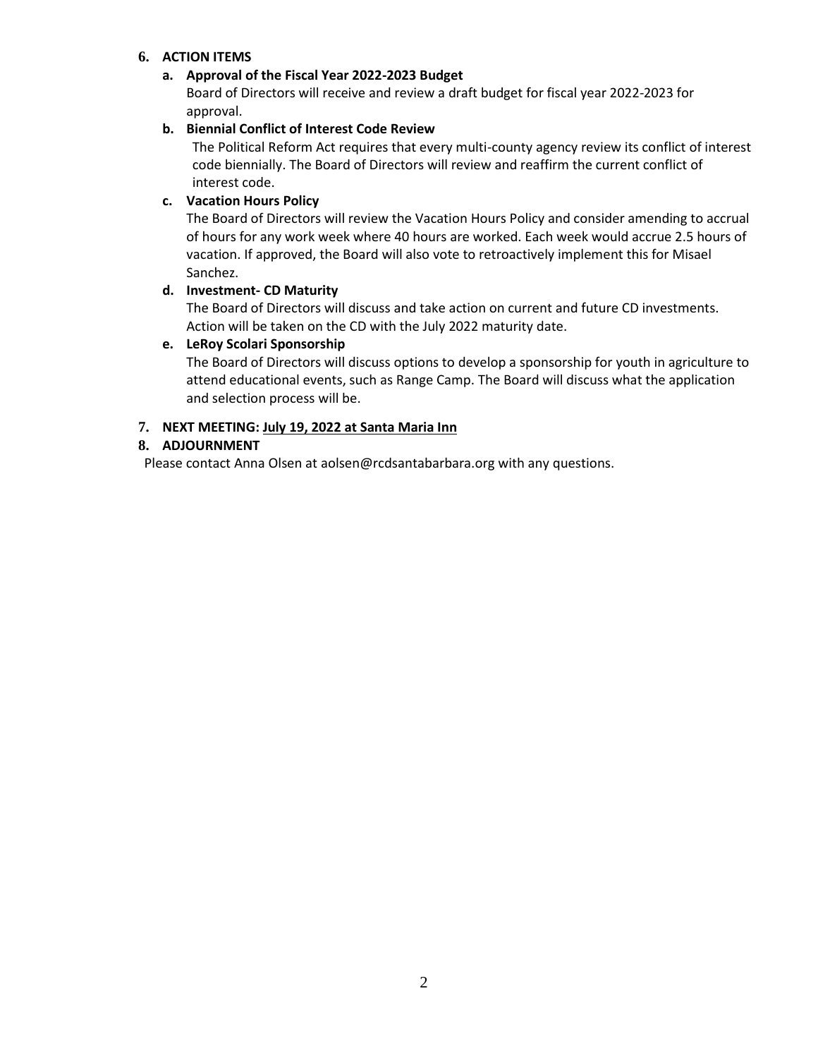6. **ACTION ITEMS**

   a. **Approval of the Fiscal Year 2022-2023 Budget**
   Board of Directors will receive and review a draft budget for fiscal year 2022-2023 for approval.

   b. **Biennial Conflict of Interest Code Review**
   The Political Reform Act requires that every multi-county agency review its conflict of interest code biennially. The Board of Directors will review and reaffirm the current conflict of interest code.

   c. **Vacation Hours Policy**
   The Board of Directors will review the Vacation Hours Policy and consider amending to accrual of hours for any work week where 40 hours are worked. Each week would accrue 2.5 hours of vacation. If approved, the Board will also vote to retroactively implement this for Misael Sanchez.

   d. **Investment- CD Maturity**
   The Board of Directors will discuss and take action on current and future CD investments. Action will be taken on the CD with the July 2022 maturity date.

   e. **LeRoy Scolari Sponsorship**
   The Board of Directors will discuss options to develop a sponsorship for youth in agriculture to attend educational events, such as Range Camp. The Board will discuss what the application and selection process will be.

7. **NEXT MEETING: July 19, 2022 at Santa Maria Inn**

8. **ADJOURNMENT**

Please contact Anna Olsen at aolsen@rcdsantabarbara.org with any questions.